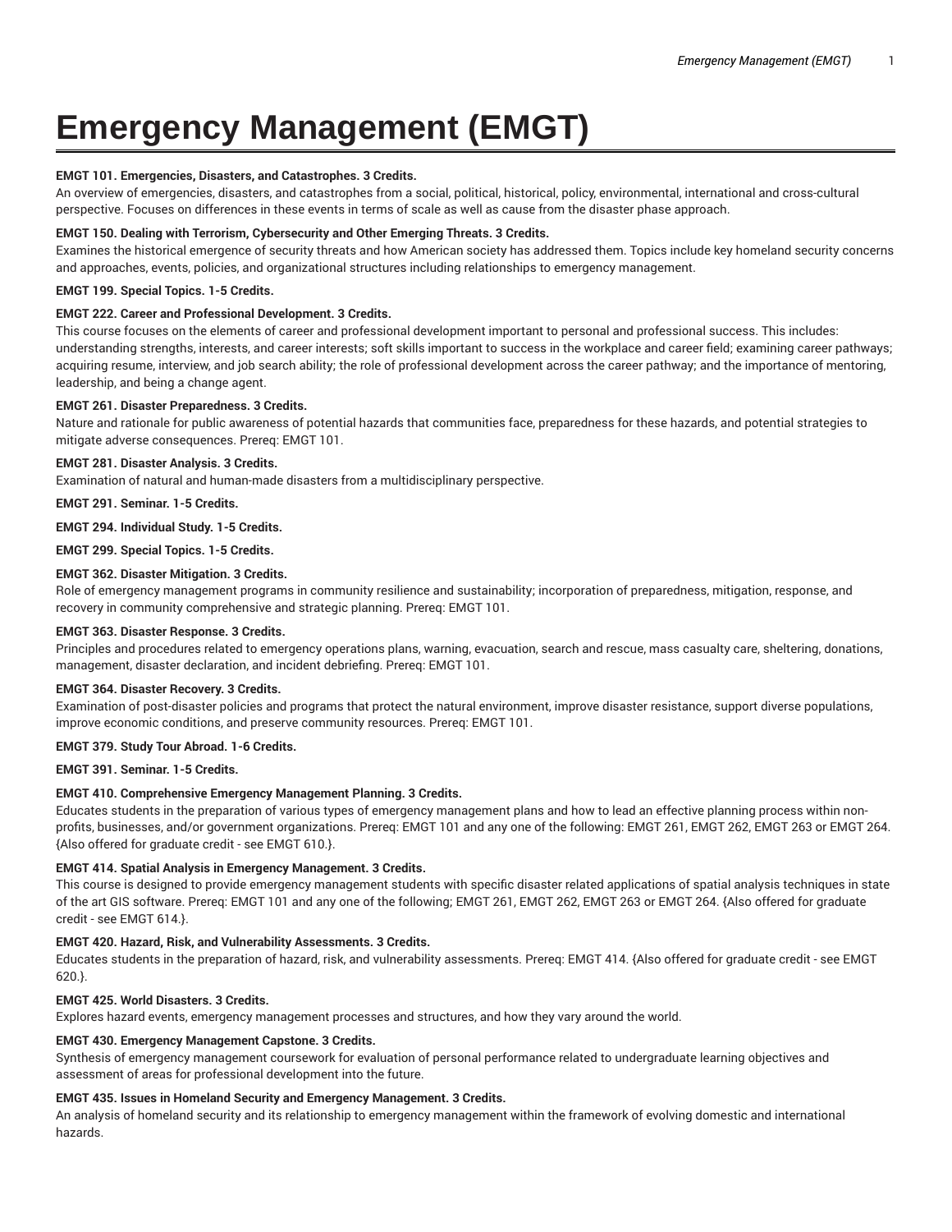# Emergency Management (EMGT)

**EMGT 101. Emergencies, Disasters, and Catastrophes. 3 Credits.**
An overview of emergencies, disasters, and catastrophes from a social, political, historical, policy, environmental, international and cross-cultural perspective. Focuses on differences in these events in terms of scale as well as cause from the disaster phase approach.

**EMGT 150. Dealing with Terrorism, Cybersecurity and Other Emerging Threats. 3 Credits.**
Examines the historical emergence of security threats and how American society has addressed them. Topics include key homeland security concerns and approaches, events, policies, and organizational structures including relationships to emergency management.

**EMGT 199. Special Topics. 1-5 Credits.**

**EMGT 222. Career and Professional Development. 3 Credits.**
This course focuses on the elements of career and professional development important to personal and professional success. This includes: understanding strengths, interests, and career interests; soft skills important to success in the workplace and career field; examining career pathways; acquiring resume, interview, and job search ability; the role of professional development across the career pathway; and the importance of mentoring, leadership, and being a change agent.

**EMGT 261. Disaster Preparedness. 3 Credits.**
Nature and rationale for public awareness of potential hazards that communities face, preparedness for these hazards, and potential strategies to mitigate adverse consequences. Prereq: EMGT 101.

**EMGT 281. Disaster Analysis. 3 Credits.**
Examination of natural and human-made disasters from a multidisciplinary perspective.

**EMGT 291. Seminar. 1-5 Credits.**

**EMGT 294. Individual Study. 1-5 Credits.**

**EMGT 299. Special Topics. 1-5 Credits.**

**EMGT 362. Disaster Mitigation. 3 Credits.**
Role of emergency management programs in community resilience and sustainability; incorporation of preparedness, mitigation, response, and recovery in community comprehensive and strategic planning. Prereq: EMGT 101.

**EMGT 363. Disaster Response. 3 Credits.**
Principles and procedures related to emergency operations plans, warning, evacuation, search and rescue, mass casualty care, sheltering, donations, management, disaster declaration, and incident debriefing. Prereq: EMGT 101.

**EMGT 364. Disaster Recovery. 3 Credits.**
Examination of post-disaster policies and programs that protect the natural environment, improve disaster resistance, support diverse populations, improve economic conditions, and preserve community resources. Prereq: EMGT 101.

**EMGT 379. Study Tour Abroad. 1-6 Credits.**

**EMGT 391. Seminar. 1-5 Credits.**

**EMGT 410. Comprehensive Emergency Management Planning. 3 Credits.**
Educates students in the preparation of various types of emergency management plans and how to lead an effective planning process within non-profits, businesses, and/or government organizations. Prereq: EMGT 101 and any one of the following: EMGT 261, EMGT 262, EMGT 263 or EMGT 264. {Also offered for graduate credit - see EMGT 610.}.

**EMGT 414. Spatial Analysis in Emergency Management. 3 Credits.**
This course is designed to provide emergency management students with specific disaster related applications of spatial analysis techniques in state of the art GIS software. Prereq: EMGT 101 and any one of the following; EMGT 261, EMGT 262, EMGT 263 or EMGT 264. {Also offered for graduate credit - see EMGT 614.}.

**EMGT 420. Hazard, Risk, and Vulnerability Assessments. 3 Credits.**
Educates students in the preparation of hazard, risk, and vulnerability assessments. Prereq: EMGT 414. {Also offered for graduate credit - see EMGT 620.}.

**EMGT 425. World Disasters. 3 Credits.**
Explores hazard events, emergency management processes and structures, and how they vary around the world.

**EMGT 430. Emergency Management Capstone. 3 Credits.**
Synthesis of emergency management coursework for evaluation of personal performance related to undergraduate learning objectives and assessment of areas for professional development into the future.

**EMGT 435. Issues in Homeland Security and Emergency Management. 3 Credits.**
An analysis of homeland security and its relationship to emergency management within the framework of evolving domestic and international hazards.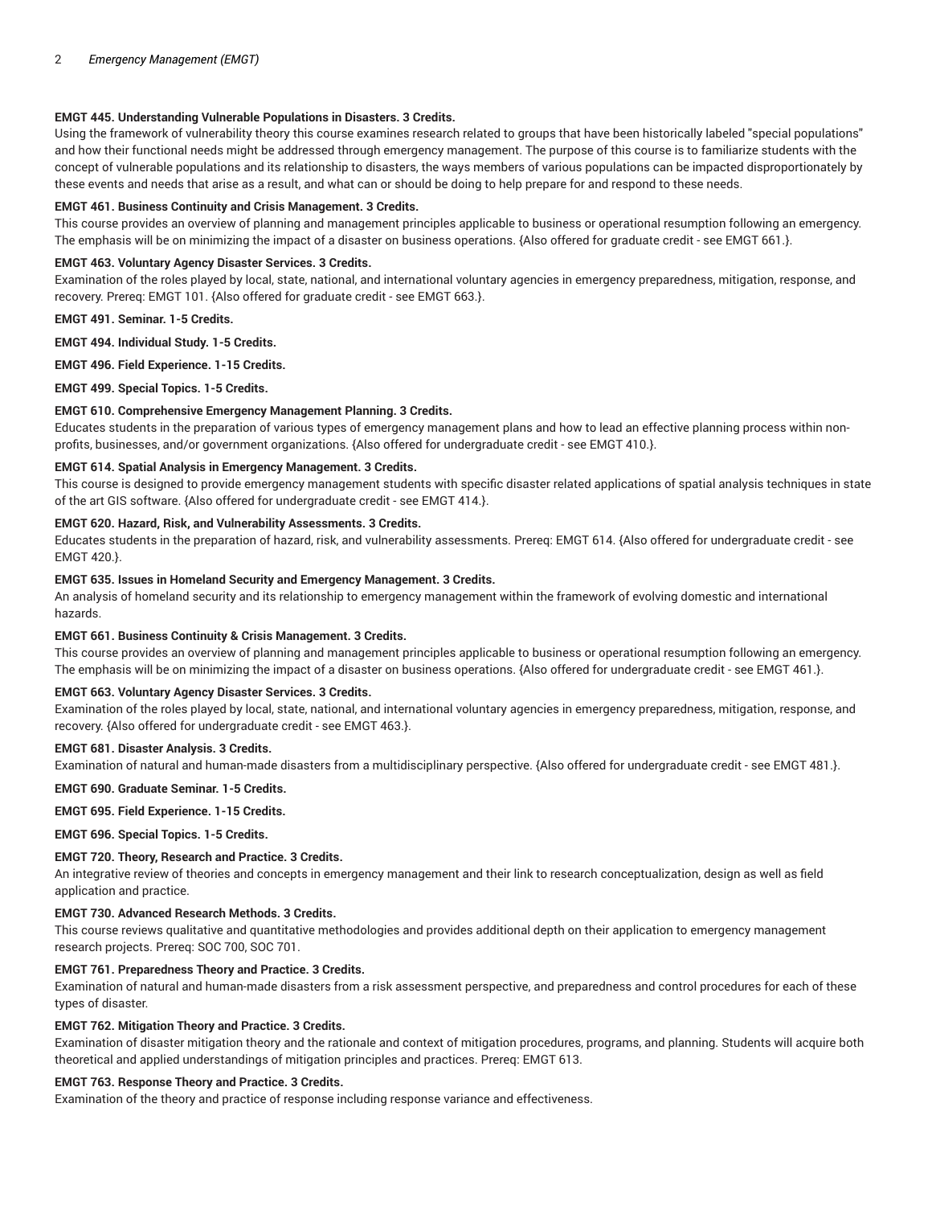**EMGT 445. Understanding Vulnerable Populations in Disasters. 3 Credits.**

Using the framework of vulnerability theory this course examines research related to groups that have been historically labeled "special populations" and how their functional needs might be addressed through emergency management. The purpose of this course is to familiarize students with the concept of vulnerable populations and its relationship to disasters, the ways members of various populations can be impacted disproportionately by these events and needs that arise as a result, and what can or should be doing to help prepare for and respond to these needs.

**EMGT 461. Business Continuity and Crisis Management. 3 Credits.**

This course provides an overview of planning and management principles applicable to business or operational resumption following an emergency. The emphasis will be on minimizing the impact of a disaster on business operations. {Also offered for graduate credit - see EMGT 661.}.

**EMGT 463. Voluntary Agency Disaster Services. 3 Credits.**

Examination of the roles played by local, state, national, and international voluntary agencies in emergency preparedness, mitigation, response, and recovery. Prereq: EMGT 101. {Also offered for graduate credit - see EMGT 663.}.

**EMGT 491. Seminar. 1-5 Credits.**

**EMGT 494. Individual Study. 1-5 Credits.**

**EMGT 496. Field Experience. 1-15 Credits.**

**EMGT 499. Special Topics. 1-5 Credits.**

**EMGT 610. Comprehensive Emergency Management Planning. 3 Credits.**

Educates students in the preparation of various types of emergency management plans and how to lead an effective planning process within non-profits, businesses, and/or government organizations. {Also offered for undergraduate credit - see EMGT 410.}.

**EMGT 614. Spatial Analysis in Emergency Management. 3 Credits.**

This course is designed to provide emergency management students with specific disaster related applications of spatial analysis techniques in state of the art GIS software. {Also offered for undergraduate credit - see EMGT 414.}.

**EMGT 620. Hazard, Risk, and Vulnerability Assessments. 3 Credits.**

Educates students in the preparation of hazard, risk, and vulnerability assessments. Prereq: EMGT 614. {Also offered for undergraduate credit - see EMGT 420.}.

**EMGT 635. Issues in Homeland Security and Emergency Management. 3 Credits.**

An analysis of homeland security and its relationship to emergency management within the framework of evolving domestic and international hazards.

**EMGT 661. Business Continuity & Crisis Management. 3 Credits.**

This course provides an overview of planning and management principles applicable to business or operational resumption following an emergency. The emphasis will be on minimizing the impact of a disaster on business operations. {Also offered for undergraduate credit - see EMGT 461.}.

**EMGT 663. Voluntary Agency Disaster Services. 3 Credits.**

Examination of the roles played by local, state, national, and international voluntary agencies in emergency preparedness, mitigation, response, and recovery. {Also offered for undergraduate credit - see EMGT 463.}.

**EMGT 681. Disaster Analysis. 3 Credits.**

Examination of natural and human-made disasters from a multidisciplinary perspective. {Also offered for undergraduate credit - see EMGT 481.}.

**EMGT 690. Graduate Seminar. 1-5 Credits.**

**EMGT 695. Field Experience. 1-15 Credits.**

**EMGT 696. Special Topics. 1-5 Credits.**

**EMGT 720. Theory, Research and Practice. 3 Credits.**

An integrative review of theories and concepts in emergency management and their link to research conceptualization, design as well as field application and practice.

**EMGT 730. Advanced Research Methods. 3 Credits.**

This course reviews qualitative and quantitative methodologies and provides additional depth on their application to emergency management research projects. Prereq: SOC 700, SOC 701.

**EMGT 761. Preparedness Theory and Practice. 3 Credits.**

Examination of natural and human-made disasters from a risk assessment perspective, and preparedness and control procedures for each of these types of disaster.

**EMGT 762. Mitigation Theory and Practice. 3 Credits.**

Examination of disaster mitigation theory and the rationale and context of mitigation procedures, programs, and planning. Students will acquire both theoretical and applied understandings of mitigation principles and practices. Prereq: EMGT 613.

**EMGT 763. Response Theory and Practice. 3 Credits.**

Examination of the theory and practice of response including response variance and effectiveness.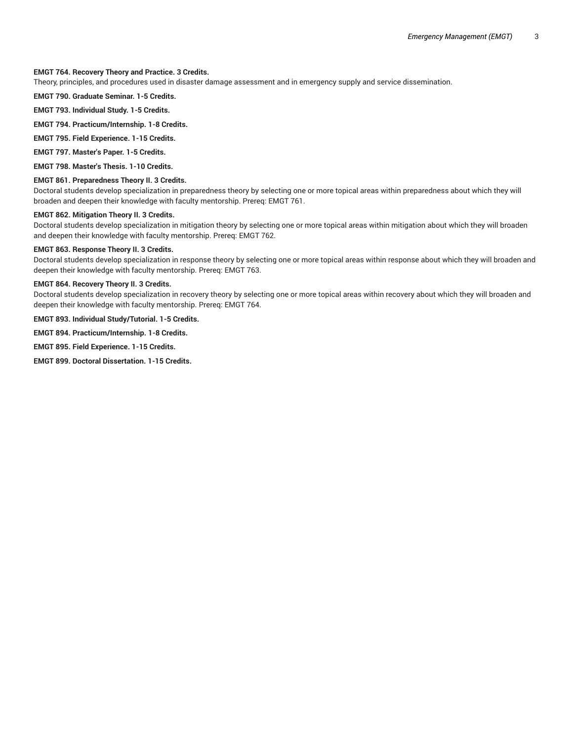**EMGT 764. Recovery Theory and Practice. 3 Credits.**
Theory, principles, and procedures used in disaster damage assessment and in emergency supply and service dissemination.

**EMGT 790. Graduate Seminar. 1-5 Credits.**

**EMGT 793. Individual Study. 1-5 Credits.**

**EMGT 794. Practicum/Internship. 1-8 Credits.**

**EMGT 795. Field Experience. 1-15 Credits.**

**EMGT 797. Master's Paper. 1-5 Credits.**

**EMGT 798. Master's Thesis. 1-10 Credits.**

**EMGT 861. Preparedness Theory II. 3 Credits.**
Doctoral students develop specialization in preparedness theory by selecting one or more topical areas within preparedness about which they will broaden and deepen their knowledge with faculty mentorship. Prereq: EMGT 761.

**EMGT 862. Mitigation Theory II. 3 Credits.**
Doctoral students develop specialization in mitigation theory by selecting one or more topical areas within mitigation about which they will broaden and deepen their knowledge with faculty mentorship. Prereq: EMGT 762.

**EMGT 863. Response Theory II. 3 Credits.**
Doctoral students develop specialization in response theory by selecting one or more topical areas within response about which they will broaden and deepen their knowledge with faculty mentorship. Prereq: EMGT 763.

**EMGT 864. Recovery Theory II. 3 Credits.**
Doctoral students develop specialization in recovery theory by selecting one or more topical areas within recovery about which they will broaden and deepen their knowledge with faculty mentorship. Prereq: EMGT 764.

**EMGT 893. Individual Study/Tutorial. 1-5 Credits.**

**EMGT 894. Practicum/Internship. 1-8 Credits.**

**EMGT 895. Field Experience. 1-15 Credits.**

**EMGT 899. Doctoral Dissertation. 1-15 Credits.**